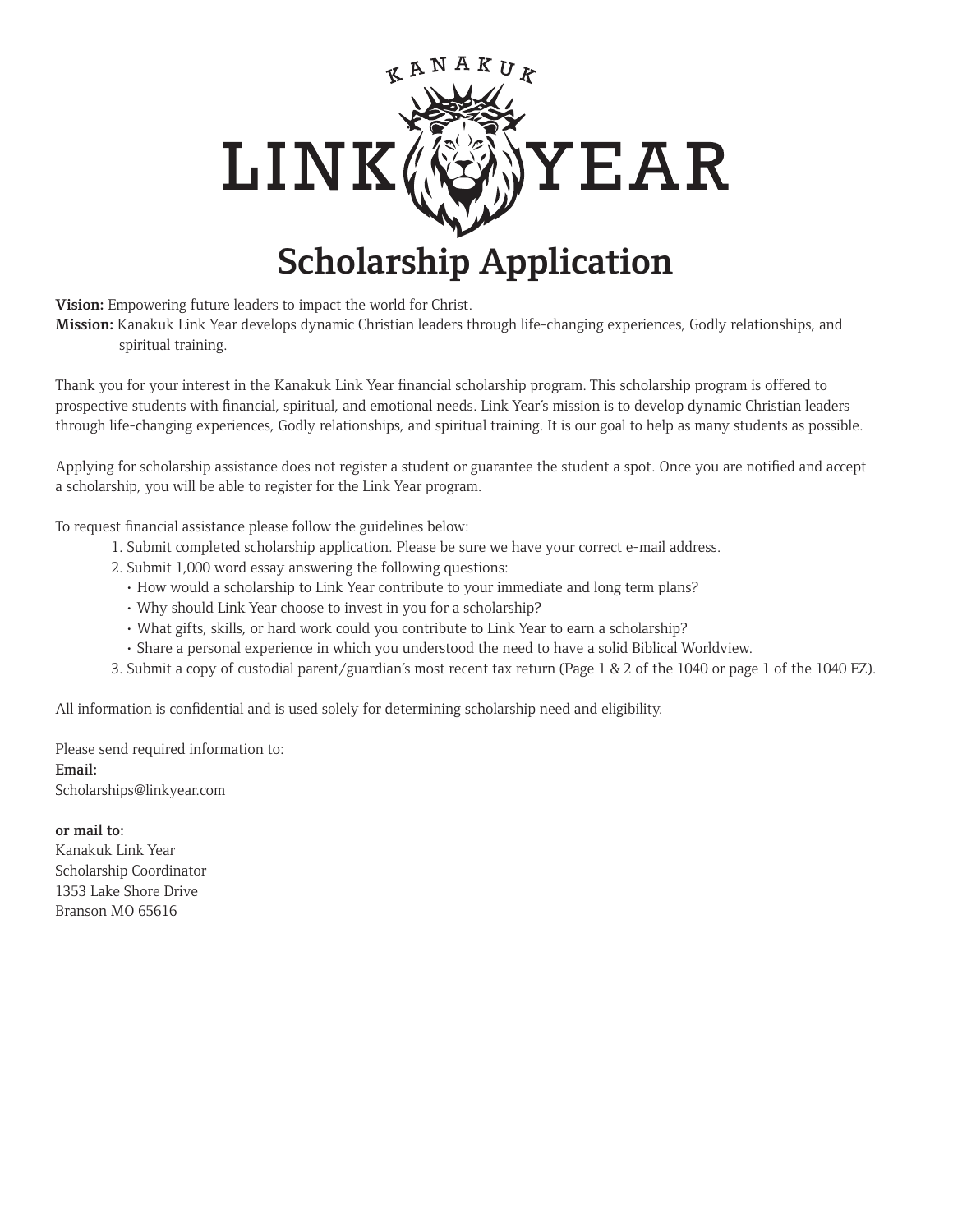# KANAKUK LINK YEAR

# Scholarship Application

**Vision:** Empowering future leaders to impact the world for Christ.
**Mission:** Kanakuk Link Year develops dynamic Christian leaders through life-changing experiences, Godly relationships, and spiritual training.

Thank you for your interest in the Kanakuk Link Year financial scholarship program. This scholarship program is offered to prospective students with financial, spiritual, and emotional needs. Link Year's mission is to develop dynamic Christian leaders through life-changing experiences, Godly relationships, and spiritual training. It is our goal to help as many students as possible.

Applying for scholarship assistance does not register a student or guarantee the student a spot. Once you are notified and accept a scholarship, you will be able to register for the Link Year program.

To request financial assistance please follow the guidelines below:

1. Submit completed scholarship application. Please be sure we have your correct e-mail address.
2. Submit 1,000 word essay answering the following questions:
   - How would a scholarship to Link Year contribute to your immediate and long term plans?
   - Why should Link Year choose to invest in you for a scholarship?
   - What gifts, skills, or hard work could you contribute to Link Year to earn a scholarship?
   - Share a personal experience in which you understood the need to have a solid Biblical Worldview.
3. Submit a copy of custodial parent/guardian's most recent tax return (Page 1 & 2 of the 1040 or page 1 of the 1040 EZ).

All information is confidential and is used solely for determining scholarship need and eligibility.

Please send required information to:
**Email:**
Scholarships@linkyear.com

**or mail to:**
Kanakuk Link Year
Scholarship Coordinator
1353 Lake Shore Drive
Branson MO 65616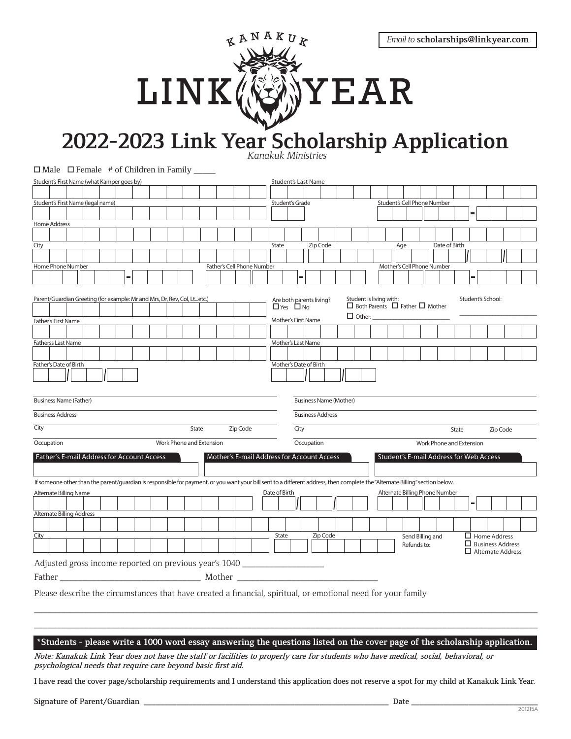*Email to* **scholarships@linkyear.com**

KANAKUK

LINK YEAR

# 2022-2023 Link Year Scholarship Application

*Kanakuk Ministries*

☐ Male ☐ Female # of Children in Family _____

Student's First Name (what Kamper goes by)

Student's Last Name

Student's First Name (legal name)

Student's Grade

Student's Cell Phone Number

Home Address

City

State

Zip Code

Age

Date of Birth

Home Phone Number

Father's Cell Phone Number

Mother's Cell Phone Number

Parent/Guardian Greeting (for example: Mr and Mrs, Dr, Rev, Col, Lt...etc.)

Are both parents living? ☐ Yes ☐ No

Student is living with: ☐ Both Parents ☐ Father ☐ Mother ☐ Other: _______________

Student's School: _______________

Father's First Name

Mother's First Name

Fatherss Last Name

Mother's Last Name

Father's Date of Birth

Mother's Date of Birth

Business Name (Father)

Business Address

City State Zip Code

Occupation Work Phone and Extension

Business Name (Mother)

Business Address

City State Zip Code

Occupation Work Phone and Extension

Father's E-mail Address for Account Access

Mother's E-mail Address for Account Access

Student's E-mail Address for Web Access

If someone other than the parent/guardian is responsible for payment, or you want your bill sent to a different address, then complete the "Alternate Billing" section below.

Alternate Billing Name

Date of Birth

Alternate Billing Phone Number

Alternate Billing Address

City

State

Zip Code

Send Billing and Refunds to: ☐ Home Address ☐ Business Address ☐ Alternate Address

Adjusted gross income reported on previous year's 1040 _______________

Father _______________ Mother _______________

Please describe the circumstances that have created a financial, spiritual, or emotional need for your family

_______________________________________________

_______________________________________________

**\*Students - please write a 1000 word essay answering the questions listed on the cover page of the scholarship application.**

*Note: Kanakuk Link Year does not have the staff or facilities to properly care for students who have medical, social, behavioral, or psychological needs that require care beyond basic first aid.*

I have read the cover page/scholarship requirements and I understand this application does not reserve a spot for my child at Kanakuk Link Year.

Signature of Parent/Guardian _______________________________ Date _______________

201215A